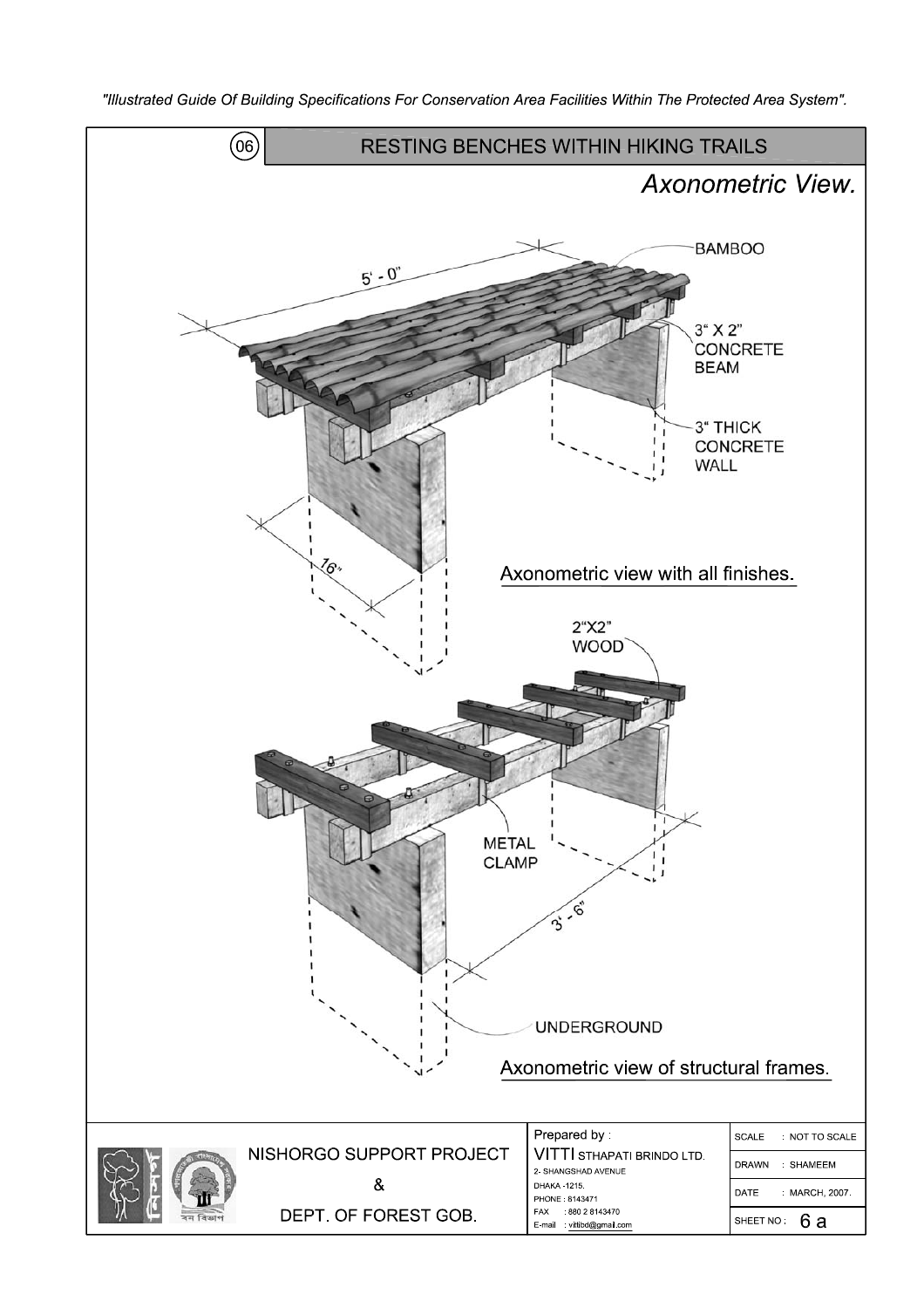# 06 RESTING BENCHES WITHIN HIKING TRAILS

## *Axonometric View.*

5' - 0"

BAMBOO

3" X 2" CONCRETE BEAM

3" THICK CONCRETE WALL

16"

Axonometric view with all finishes.

2"X2" WOOD

METAL CLAMP

3' - 6"

UNDERGROUND

Axonometric view of structural frames.

NISHORGO SUPPORT PROJECT & DEPT. OF FOREST GOB.

Prepared by : VITTI STHAPATI BRINDO LTD.
2- SHANGSHAD AVENUE
DHAKA -1215.
PHONE : 8143471
FAX : 880 2 8143470
E-mail : vittibd@gmail.com

| | |
|---|---|
| SCALE | : NOT TO SCALE |
| DRAWN | : SHAMEEM |
| DATE | : MARCH, 2007. |
| SHEET NO : | 6 a |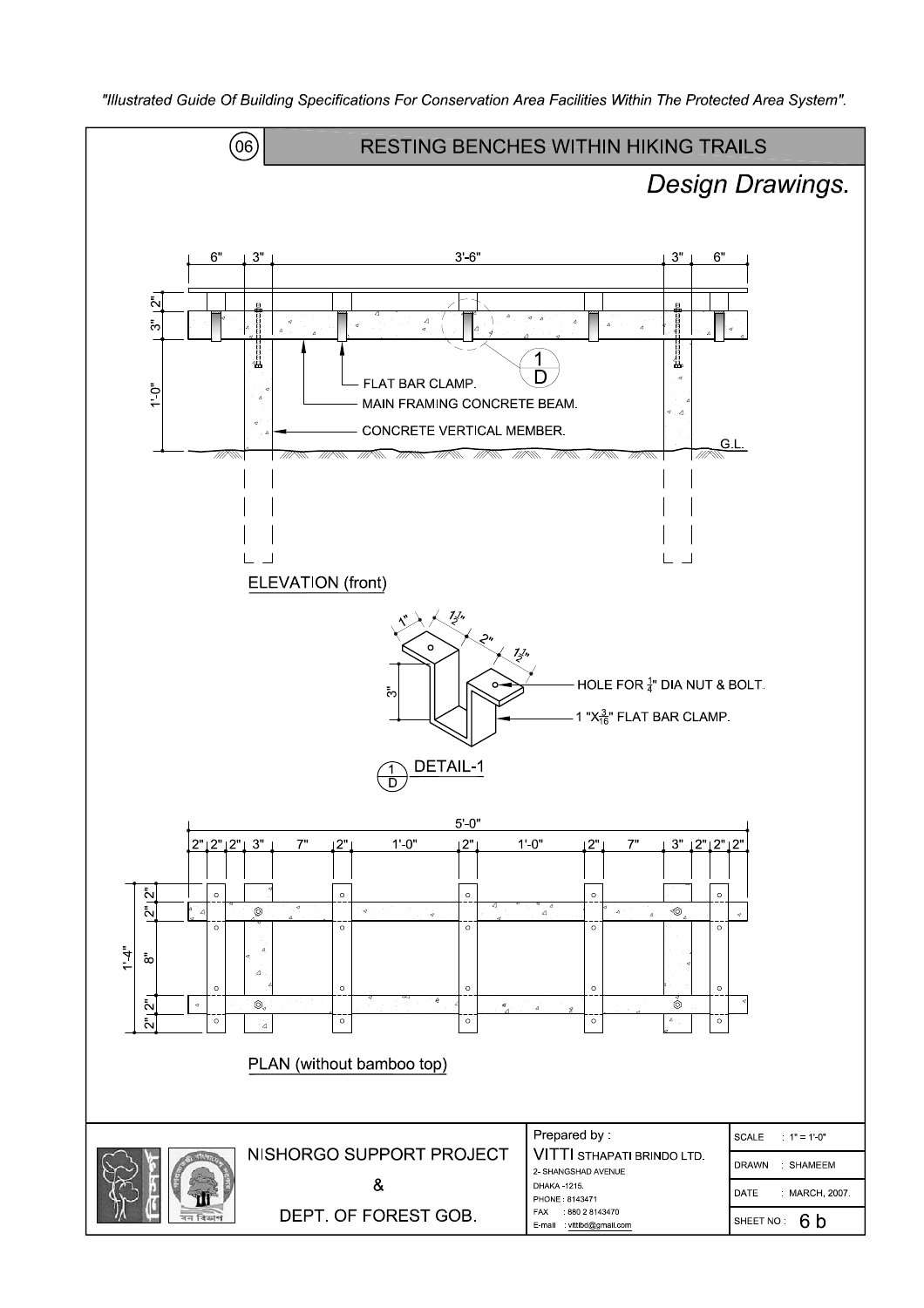"Illustrated Guide Of Building Specifications For Conservation Area Facilities Within The Protected Area System".

## (06) RESTING BENCHES WITHIN HIKING TRAILS

### *Design Drawings.*

6" | 3" | 3'-6" | 3" | 6"

2" | 3" | 1'-0"

FLAT BAR CLAMP.

MAIN FRAMING CONCRETE BEAM.

CONCRETE VERTICAL MEMBER.

G.L.

1/D

ELEVATION (front)

1" | $1\frac{1}{2}$" | 2" | $1\frac{1}{2}$" | 3"

HOLE FOR $\frac{1}{4}$" DIA NUT & BOLT.

1 "X$\frac{3}{16}$" FLAT BAR CLAMP.

1/D DETAIL-1

5'-0"

2" | 2" | 2" | 3" | 7" | 2" | 1'-0" | 2" | 1'-0" | 2" | 7" | 3" | 2" | 2" | 2"

1'-4" | 2" | 2" | 8" | 2" | 2"

PLAN (without bamboo top)

| NISHORGO SUPPORT PROJECT & DEPT. OF FOREST GOB. | Prepared by : VITTI STHAPATI BRINDO LTD. 2- SHANGSHAD AVENUE DHAKA -1215. PHONE : 8143471 FAX : 880 2 8143470 E-mail : vittibd@gmail.com | SCALE : 1" = 1'-0" |
|---|---|---|
| | | DRAWN : SHAMEEM |
| | | DATE : MARCH, 2007. |
| | | SHEET NO : 6 b |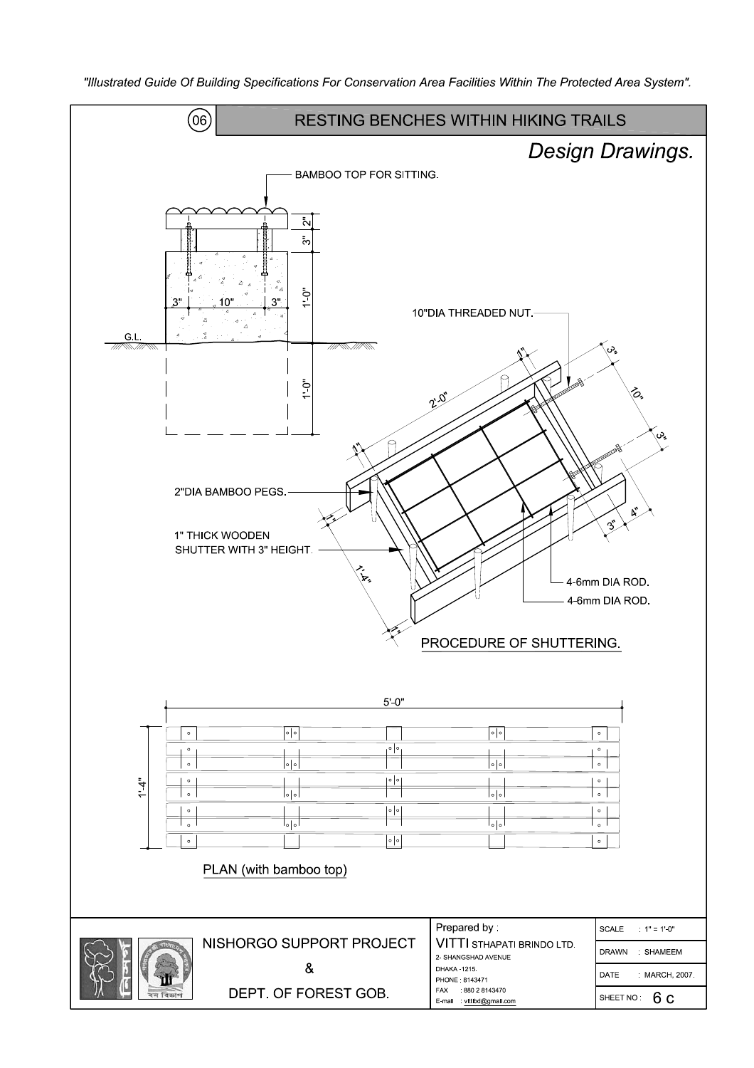*"Illustrated Guide Of Building Specifications For Conservation Area Facilities Within The Protected Area System".*

## (06) RESTING BENCHES WITHIN HIKING TRAILS

### *Design Drawings.*

BAMBOO TOP FOR SITTING.

2"

3"

3" 10" 3"

1'-0"

G.L.

1'-0"

10"DIA THREADED NUT.

1"

2'-0"

3"

10"

3"

1"

2"DIA BAMBOO PEGS.

1"

1" THICK WOODEN SHUTTER WITH 3" HEIGHT.

1'-4"

1"

3"

4"

4-6mm DIA ROD.

4-6mm DIA ROD.

PROCEDURE OF SHUTTERING.

5'-0"

1'-4"

PLAN (with bamboo top)

| | Prepared by : | |
|---|---|---|
| NISHORGO SUPPORT PROJECT & DEPT. OF FOREST GOB. | VITTI STHAPATI BRINDO LTD. 2- SHANGSHAD AVENUE DHAKA -1215. PHONE : 8143471 FAX : 880 2 8143470 E-mail : vittibd@gmail.com | SCALE : 1" = 1'-0" |
| | | DRAWN : SHAMEEM |
| | | DATE : MARCH, 2007. |
| | | SHEET NO : 6 c |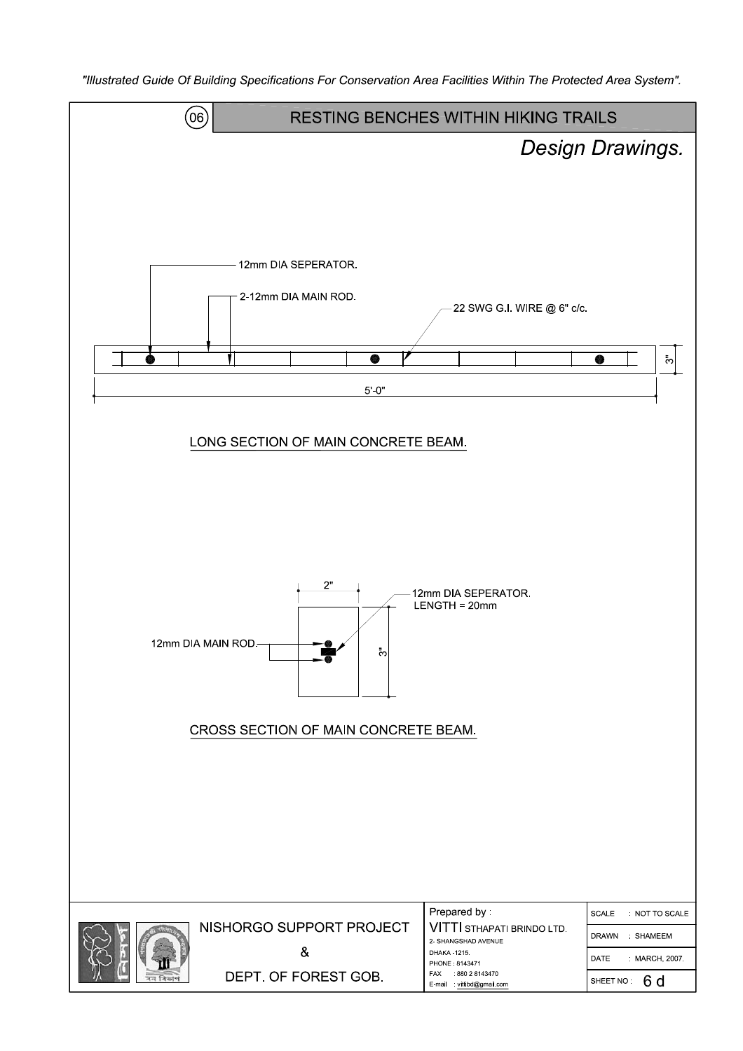## (06) RESTING BENCHES WITHIN HIKING TRAILS

### *Design Drawings.*

12mm DIA SEPERATOR.

2-12mm DIA MAIN ROD.

22 SWG G.I. WIRE @ 6" c/c.

3"

5'-0"

LONG SECTION OF MAIN CONCRETE BEAM.

2"

12mm DIA SEPERATOR.
LENGTH = 20mm

12mm DIA MAIN ROD.

3"

CROSS SECTION OF MAIN CONCRETE BEAM.

NISHORGO SUPPORT PROJECT
&
DEPT. OF FOREST GOB.

Prepared by :
VITTI STHAPATI BRINDO LTD.
2- SHANGSHAD AVENUE
DHAKA -1215.
PHONE : 8143471
FAX : 880 2 8143470
E-mail : vittibd@gmail.com

| | |
|---|---|
| SCALE | : NOT TO SCALE |
| DRAWN | : SHAMEEM |
| DATE | : MARCH, 2007. |
| SHEET NO : | 6 d |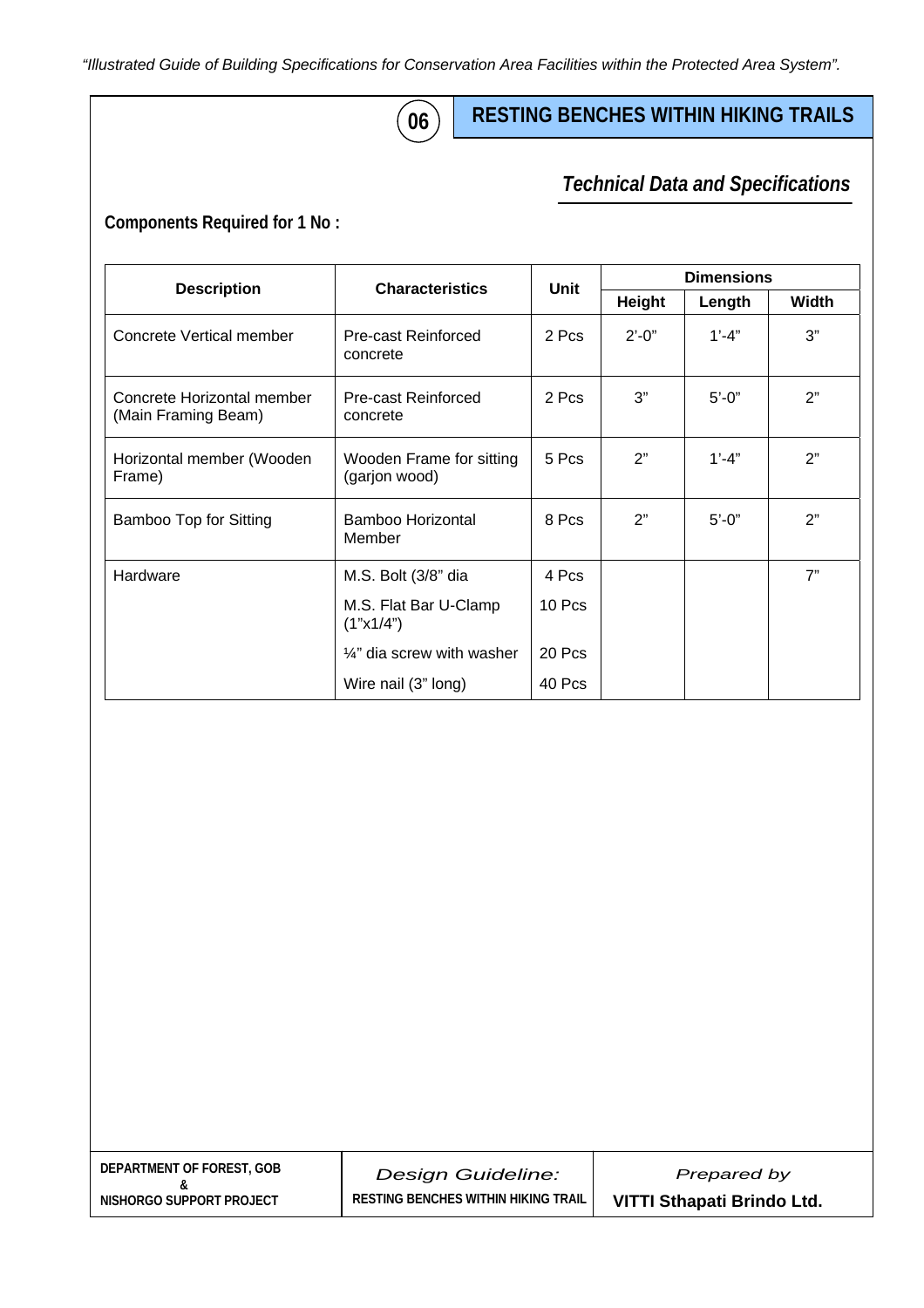## 06 RESTING BENCHES WITHIN HIKING TRAILS

### *Technical Data and Specifications*

**Components Required for 1 No :**

| Description | Characteristics | Unit | Dimensions | | |
|---|---|---|---|---|---|
| | | | Height | Length | Width |
| Concrete Vertical member | Pre-cast Reinforced concrete | 2 Pcs | 2'-0" | 1'-4" | 3" |
| Concrete Horizontal member (Main Framing Beam) | Pre-cast Reinforced concrete | 2 Pcs | 3" | 5'-0" | 2" |
| Horizontal member (Wooden Frame) | Wooden Frame for sitting (garjon wood) | 5 Pcs | 2" | 1'-4" | 2" |
| Bamboo Top for Sitting | Bamboo Horizontal Member | 8 Pcs | 2" | 5'-0" | 2" |
| Hardware | M.S. Bolt (3/8" dia | 4 Pcs | | | 7" |
| | M.S. Flat Bar U-Clamp (1"x1/4") | 10 Pcs | | | |
| | ¼" dia screw with washer | 20 Pcs | | | |
| | Wire nail (3" long) | 40 Pcs | | | |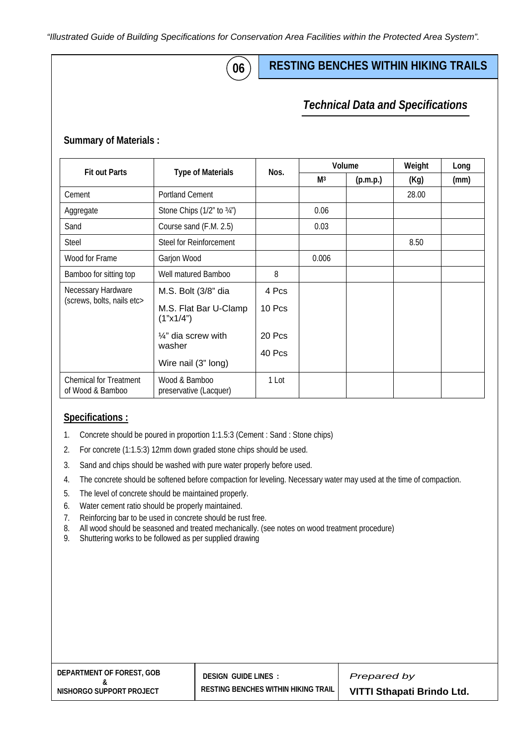## 06 RESTING BENCHES WITHIN HIKING TRAILS

### *Technical Data and Specifications*

**Summary of Materials :**

| Fit out Parts | Type of Materials | Nos. | Volume | | Weight | Long |
|---|---|---|---|---|---|---|
| | | | M³ | (p.m.p.) | (Kg) | (mm) |
| Cement | Portland Cement | | | | 28.00 | |
| Aggregate | Stone Chips (1/2" to ¾") | | 0.06 | | | |
| Sand | Course sand (F.M. 2.5) | | 0.03 | | | |
| Steel | Steel for Reinforcement | | | | 8.50 | |
| Wood for Frame | Garjon Wood | | 0.006 | | | |
| Bamboo for sitting top | Well matured Bamboo | 8 | | | | |
| Necessary Hardware (screws, bolts, nails etc> | M.S. Bolt (3/8" dia<br>M.S. Flat Bar U-Clamp (1"x1/4")<br>¼" dia screw with washer<br>Wire nail (3" long) | 4 Pcs<br>10 Pcs<br>20 Pcs<br>40 Pcs | | | | |
| Chemical for Treatment of Wood & Bamboo | Wood & Bamboo preservative (Lacquer) | 1 Lot | | | | |

**Specifications :**

1. Concrete should be poured in proportion 1:1.5:3 (Cement : Sand : Stone chips)
2. For concrete (1:1.5:3) 12mm down graded stone chips should be used.
3. Sand and chips should be washed with pure water properly before used.
4. The concrete should be softened before compaction for leveling. Necessary water may used at the time of compaction.
5. The level of concrete should be maintained properly.
6. Water cement ratio should be properly maintained.
7. Reinforcing bar to be used in concrete should be rust free.
8. All wood should be seasoned and treated mechanically. (see notes on wood treatment procedure)
9. Shuttering works to be followed as per supplied drawing

| | | |
|---|---|---|
| DEPARTMENT OF FOREST, GOB & NISHORGO SUPPORT PROJECT | DESIGN GUIDE LINES : RESTING BENCHES WITHIN HIKING TRAIL | *Prepared by* **VITTI Sthapati Brindo Ltd.** |